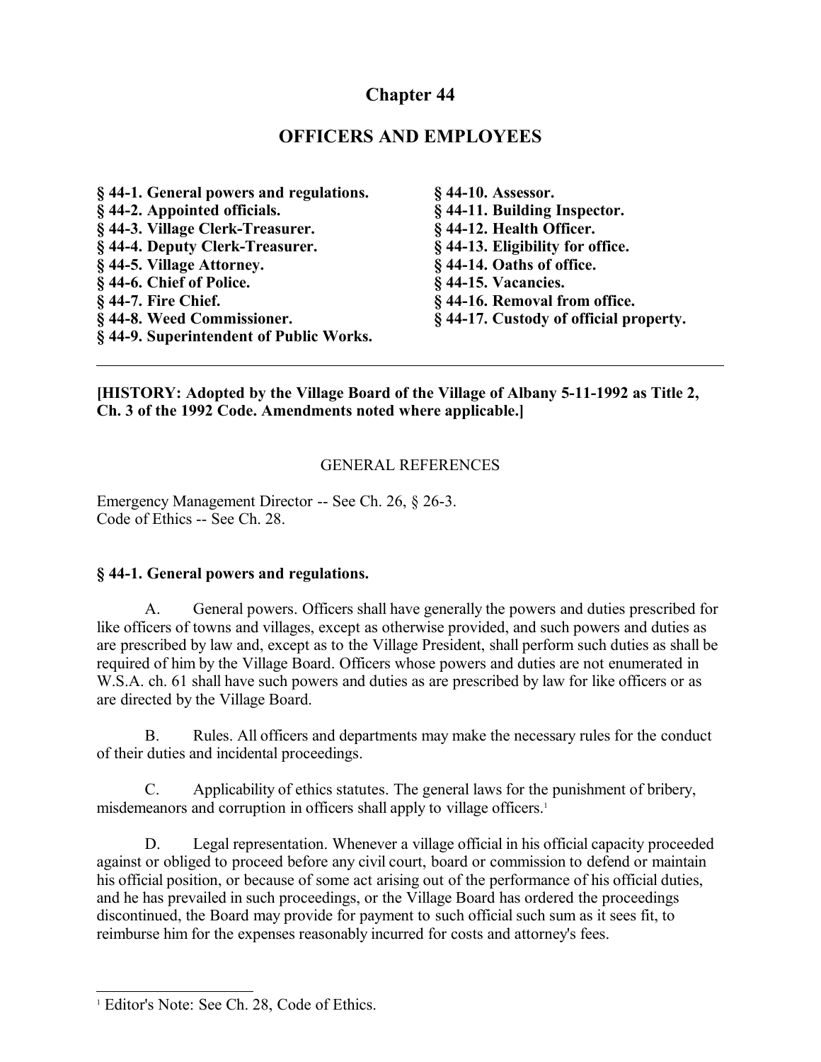# Chapter 44

## OFFICERS AND EMPLOYEES

**§ 44-1. General powers and regulations.**
**§ 44-2. Appointed officials.**
**§ 44-3. Village Clerk-Treasurer.**
**§ 44-4. Deputy Clerk-Treasurer.**
**§ 44-5. Village Attorney.**
**§ 44-6. Chief of Police.**
**§ 44-7. Fire Chief.**
**§ 44-8. Weed Commissioner.**
**§ 44-9. Superintendent of Public Works.**
**§ 44-10. Assessor.**
**§ 44-11. Building Inspector.**
**§ 44-12. Health Officer.**
**§ 44-13. Eligibility for office.**
**§ 44-14. Oaths of office.**
**§ 44-15. Vacancies.**
**§ 44-16. Removal from office.**
**§ 44-17. Custody of official property.**

---

**[HISTORY: Adopted by the Village Board of the Village of Albany 5-11-1992 as Title 2, Ch. 3 of the 1992 Code. Amendments noted where applicable.]**

GENERAL REFERENCES

Emergency Management Director -- See Ch. 26, § 26-3.
Code of Ethics -- See Ch. 28.

### § 44-1. General powers and regulations.

A. General powers. Officers shall have generally the powers and duties prescribed for like officers of towns and villages, except as otherwise provided, and such powers and duties as are prescribed by law and, except as to the Village President, shall perform such duties as shall be required of him by the Village Board. Officers whose powers and duties are not enumerated in W.S.A. ch. 61 shall have such powers and duties as are prescribed by law for like officers or as are directed by the Village Board.

B. Rules. All officers and departments may make the necessary rules for the conduct of their duties and incidental proceedings.

C. Applicability of ethics statutes. The general laws for the punishment of bribery, misdemeanors and corruption in officers shall apply to village officers.[1]

D. Legal representation. Whenever a village official in his official capacity proceeded against or obliged to proceed before any civil court, board or commission to defend or maintain his official position, or because of some act arising out of the performance of his official duties, and he has prevailed in such proceedings, or the Village Board has ordered the proceedings discontinued, the Board may provide for payment to such official such sum as it sees fit, to reimburse him for the expenses reasonably incurred for costs and attorney's fees.

---

[1] Editor's Note: See Ch. 28, Code of Ethics.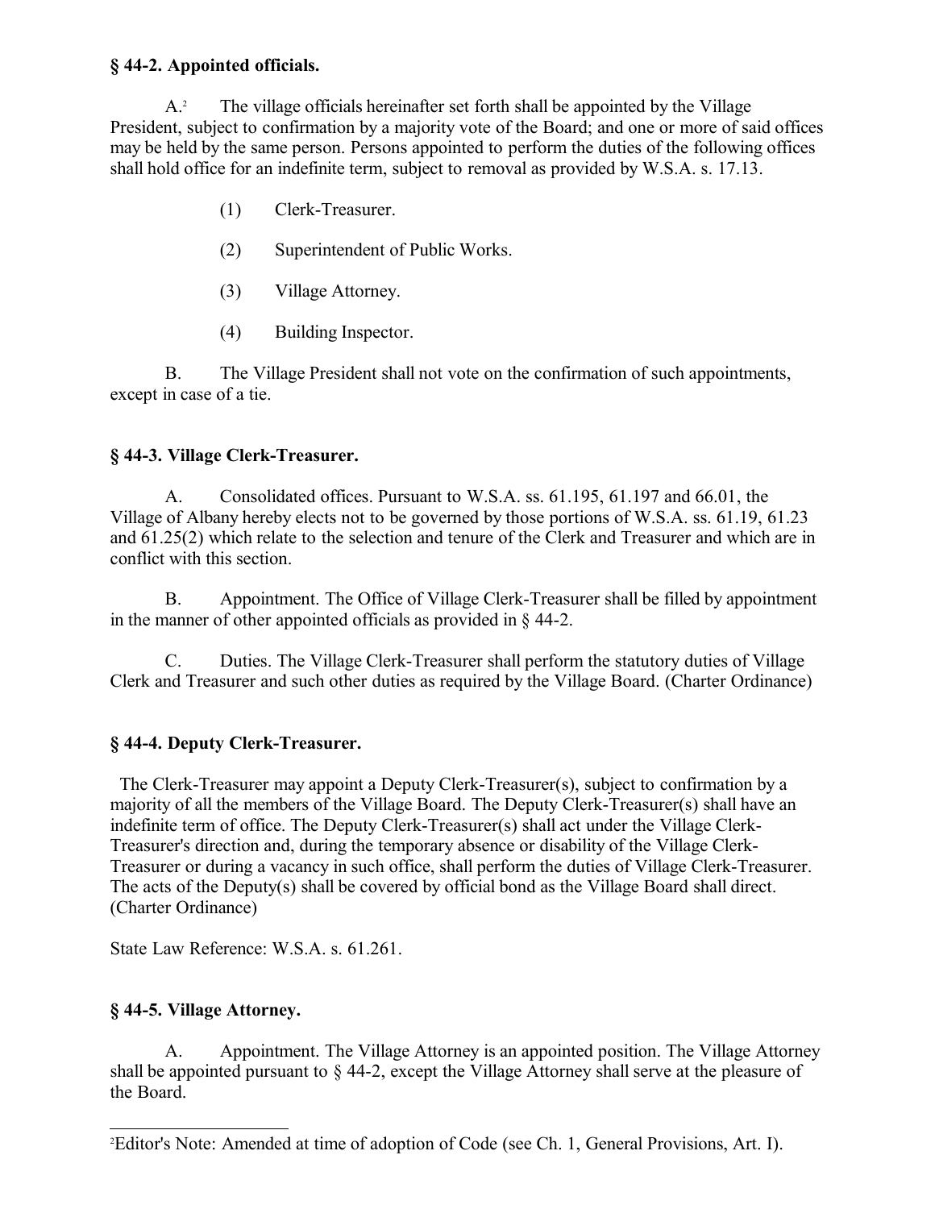### § 44-2. Appointed officials.

A.[2] The village officials hereinafter set forth shall be appointed by the Village President, subject to confirmation by a majority vote of the Board; and one or more of said offices may be held by the same person. Persons appointed to perform the duties of the following offices shall hold office for an indefinite term, subject to removal as provided by W.S.A. s. 17.13.

(1) Clerk-Treasurer.

(2) Superintendent of Public Works.

(3) Village Attorney.

(4) Building Inspector.

B. The Village President shall not vote on the confirmation of such appointments, except in case of a tie.

### § 44-3. Village Clerk-Treasurer.

A. Consolidated offices. Pursuant to W.S.A. ss. 61.195, 61.197 and 66.01, the Village of Albany hereby elects not to be governed by those portions of W.S.A. ss. 61.19, 61.23 and 61.25(2) which relate to the selection and tenure of the Clerk and Treasurer and which are in conflict with this section.

B. Appointment. The Office of Village Clerk-Treasurer shall be filled by appointment in the manner of other appointed officials as provided in § 44-2.

C. Duties. The Village Clerk-Treasurer shall perform the statutory duties of Village Clerk and Treasurer and such other duties as required by the Village Board. (Charter Ordinance)

### § 44-4. Deputy Clerk-Treasurer.

The Clerk-Treasurer may appoint a Deputy Clerk-Treasurer(s), subject to confirmation by a majority of all the members of the Village Board. The Deputy Clerk-Treasurer(s) shall have an indefinite term of office. The Deputy Clerk-Treasurer(s) shall act under the Village Clerk-Treasurer's direction and, during the temporary absence or disability of the Village Clerk-Treasurer or during a vacancy in such office, shall perform the duties of Village Clerk-Treasurer. The acts of the Deputy(s) shall be covered by official bond as the Village Board shall direct. (Charter Ordinance)

State Law Reference: W.S.A. s. 61.261.

### § 44-5. Village Attorney.

A. Appointment. The Village Attorney is an appointed position. The Village Attorney shall be appointed pursuant to § 44-2, except the Village Attorney shall serve at the pleasure of the Board.

---

[2]Editor's Note: Amended at time of adoption of Code (see Ch. 1, General Provisions, Art. I).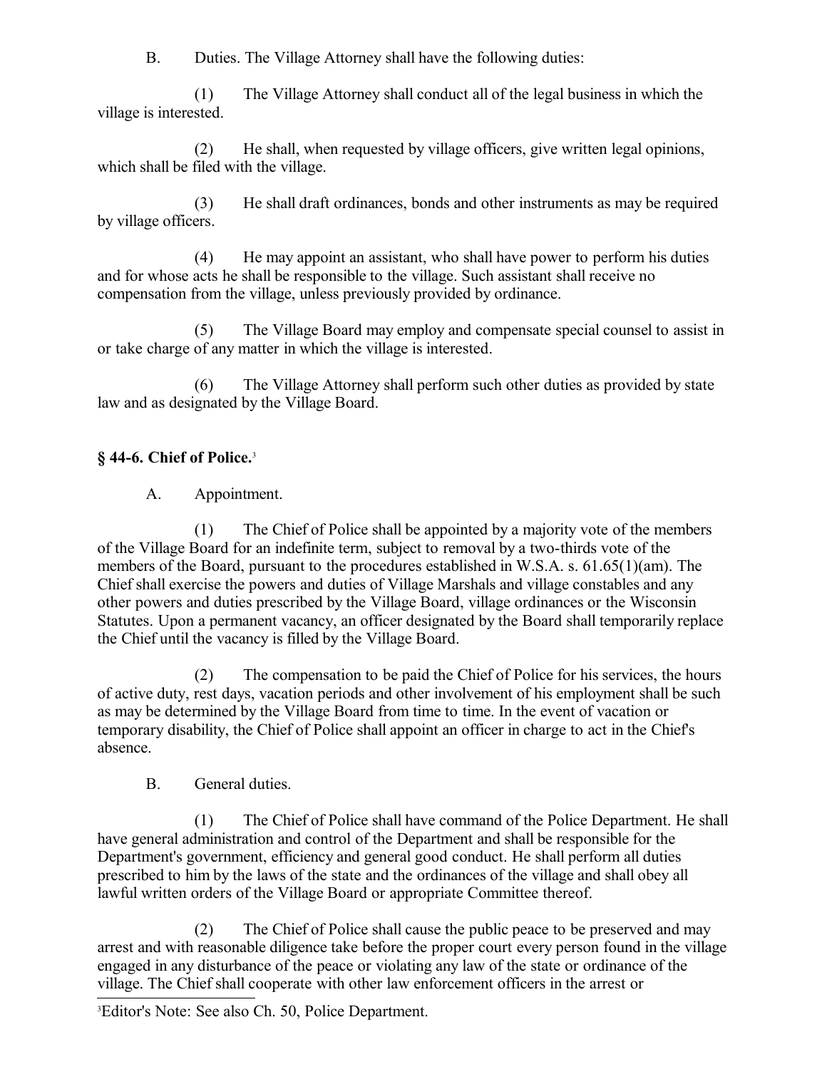B. Duties. The Village Attorney shall have the following duties:

(1) The Village Attorney shall conduct all of the legal business in which the village is interested.

(2) He shall, when requested by village officers, give written legal opinions, which shall be filed with the village.

(3) He shall draft ordinances, bonds and other instruments as may be required by village officers.

(4) He may appoint an assistant, who shall have power to perform his duties and for whose acts he shall be responsible to the village. Such assistant shall receive no compensation from the village, unless previously provided by ordinance.

(5) The Village Board may employ and compensate special counsel to assist in or take charge of any matter in which the village is interested.

(6) The Village Attorney shall perform such other duties as provided by state law and as designated by the Village Board.

### § 44-6. Chief of Police.[3]

A. Appointment.

(1) The Chief of Police shall be appointed by a majority vote of the members of the Village Board for an indefinite term, subject to removal by a two-thirds vote of the members of the Board, pursuant to the procedures established in W.S.A. s. 61.65(1)(am). The Chief shall exercise the powers and duties of Village Marshals and village constables and any other powers and duties prescribed by the Village Board, village ordinances or the Wisconsin Statutes. Upon a permanent vacancy, an officer designated by the Board shall temporarily replace the Chief until the vacancy is filled by the Village Board.

(2) The compensation to be paid the Chief of Police for his services, the hours of active duty, rest days, vacation periods and other involvement of his employment shall be such as may be determined by the Village Board from time to time. In the event of vacation or temporary disability, the Chief of Police shall appoint an officer in charge to act in the Chief's absence.

B. General duties.

(1) The Chief of Police shall have command of the Police Department. He shall have general administration and control of the Department and shall be responsible for the Department's government, efficiency and general good conduct. He shall perform all duties prescribed to him by the laws of the state and the ordinances of the village and shall obey all lawful written orders of the Village Board or appropriate Committee thereof.

(2) The Chief of Police shall cause the public peace to be preserved and may arrest and with reasonable diligence take before the proper court every person found in the village engaged in any disturbance of the peace or violating any law of the state or ordinance of the village. The Chief shall cooperate with other law enforcement officers in the arrest or

[3] Editor's Note: See also Ch. 50, Police Department.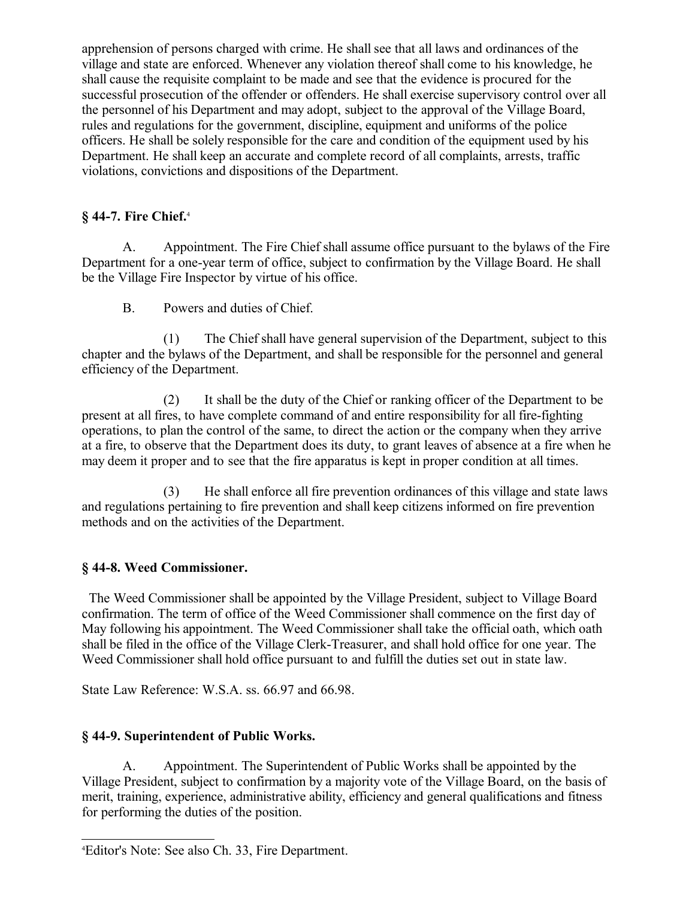apprehension of persons charged with crime. He shall see that all laws and ordinances of the village and state are enforced. Whenever any violation thereof shall come to his knowledge, he shall cause the requisite complaint to be made and see that the evidence is procured for the successful prosecution of the offender or offenders. He shall exercise supervisory control over all the personnel of his Department and may adopt, subject to the approval of the Village Board, rules and regulations for the government, discipline, equipment and uniforms of the police officers. He shall be solely responsible for the care and condition of the equipment used by his Department. He shall keep an accurate and complete record of all complaints, arrests, traffic violations, convictions and dispositions of the Department.

### § 44-7. Fire Chief.[4]

A. Appointment. The Fire Chief shall assume office pursuant to the bylaws of the Fire Department for a one-year term of office, subject to confirmation by the Village Board. He shall be the Village Fire Inspector by virtue of his office.

B. Powers and duties of Chief.

(1) The Chief shall have general supervision of the Department, subject to this chapter and the bylaws of the Department, and shall be responsible for the personnel and general efficiency of the Department.

(2) It shall be the duty of the Chief or ranking officer of the Department to be present at all fires, to have complete command of and entire responsibility for all fire-fighting operations, to plan the control of the same, to direct the action or the company when they arrive at a fire, to observe that the Department does its duty, to grant leaves of absence at a fire when he may deem it proper and to see that the fire apparatus is kept in proper condition at all times.

(3) He shall enforce all fire prevention ordinances of this village and state laws and regulations pertaining to fire prevention and shall keep citizens informed on fire prevention methods and on the activities of the Department.

### § 44-8. Weed Commissioner.

The Weed Commissioner shall be appointed by the Village President, subject to Village Board confirmation. The term of office of the Weed Commissioner shall commence on the first day of May following his appointment. The Weed Commissioner shall take the official oath, which oath shall be filed in the office of the Village Clerk-Treasurer, and shall hold office for one year. The Weed Commissioner shall hold office pursuant to and fulfill the duties set out in state law.

State Law Reference: W.S.A. ss. 66.97 and 66.98.

### § 44-9. Superintendent of Public Works.

A. Appointment. The Superintendent of Public Works shall be appointed by the Village President, subject to confirmation by a majority vote of the Village Board, on the basis of merit, training, experience, administrative ability, efficiency and general qualifications and fitness for performing the duties of the position.

---

[4] Editor's Note: See also Ch. 33, Fire Department.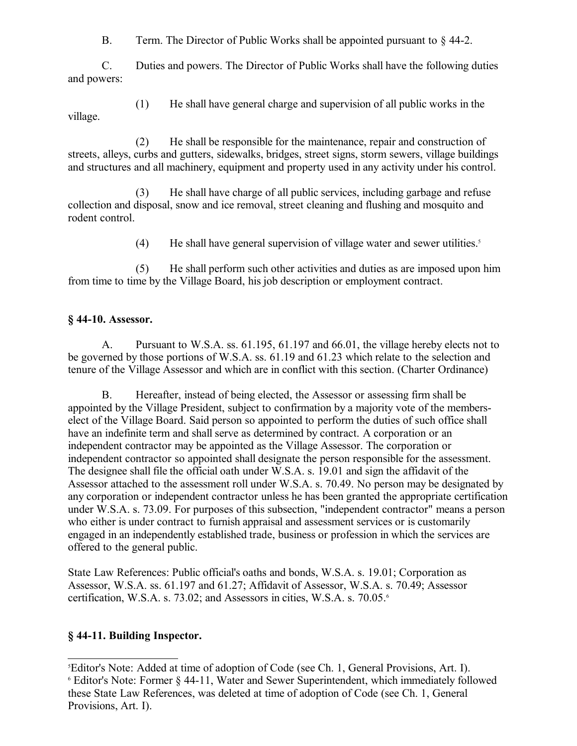B. Term. The Director of Public Works shall be appointed pursuant to § 44-2.

C. Duties and powers. The Director of Public Works shall have the following duties and powers:

(1) He shall have general charge and supervision of all public works in the village.

(2) He shall be responsible for the maintenance, repair and construction of streets, alleys, curbs and gutters, sidewalks, bridges, street signs, storm sewers, village buildings and structures and all machinery, equipment and property used in any activity under his control.

(3) He shall have charge of all public services, including garbage and refuse collection and disposal, snow and ice removal, street cleaning and flushing and mosquito and rodent control.

(4) He shall have general supervision of village water and sewer utilities.[5]

(5) He shall perform such other activities and duties as are imposed upon him from time to time by the Village Board, his job description or employment contract.

## § 44-10. Assessor.

A. Pursuant to W.S.A. ss. 61.195, 61.197 and 66.01, the village hereby elects not to be governed by those portions of W.S.A. ss. 61.19 and 61.23 which relate to the selection and tenure of the Village Assessor and which are in conflict with this section. (Charter Ordinance)

B. Hereafter, instead of being elected, the Assessor or assessing firm shall be appointed by the Village President, subject to confirmation by a majority vote of the members-elect of the Village Board. Said person so appointed to perform the duties of such office shall have an indefinite term and shall serve as determined by contract. A corporation or an independent contractor may be appointed as the Village Assessor. The corporation or independent contractor so appointed shall designate the person responsible for the assessment. The designee shall file the official oath under W.S.A. s. 19.01 and sign the affidavit of the Assessor attached to the assessment roll under W.S.A. s. 70.49. No person may be designated by any corporation or independent contractor unless he has been granted the appropriate certification under W.S.A. s. 73.09. For purposes of this subsection, "independent contractor" means a person who either is under contract to furnish appraisal and assessment services or is customarily engaged in an independently established trade, business or profession in which the services are offered to the general public.

State Law References: Public official's oaths and bonds, W.S.A. s. 19.01; Corporation as Assessor, W.S.A. ss. 61.197 and 61.27; Affidavit of Assessor, W.S.A. s. 70.49; Assessor certification, W.S.A. s. 73.02; and Assessors in cities, W.S.A. s. 70.05.[6]

## § 44-11. Building Inspector.

---

[5] Editor's Note: Added at time of adoption of Code (see Ch. 1, General Provisions, Art. I).

[6] Editor's Note: Former § 44-11, Water and Sewer Superintendent, which immediately followed these State Law References, was deleted at time of adoption of Code (see Ch. 1, General Provisions, Art. I).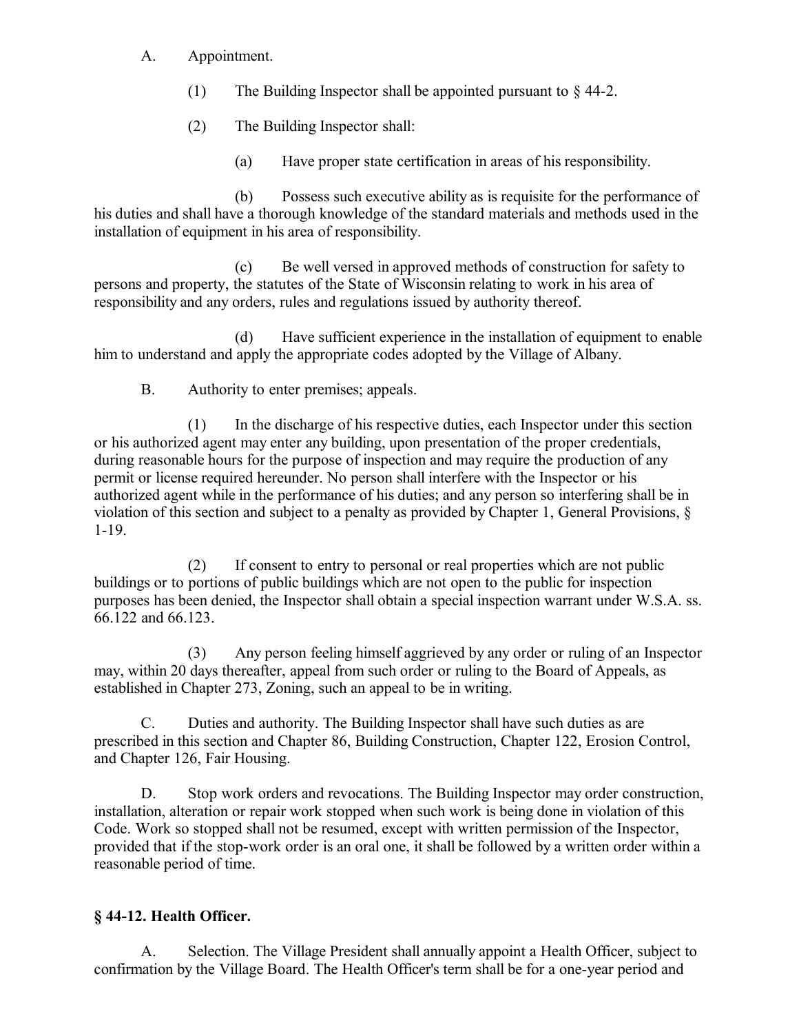A. Appointment.

(1) The Building Inspector shall be appointed pursuant to § 44-2.

(2) The Building Inspector shall:

(a) Have proper state certification in areas of his responsibility.

(b) Possess such executive ability as is requisite for the performance of his duties and shall have a thorough knowledge of the standard materials and methods used in the installation of equipment in his area of responsibility.

(c) Be well versed in approved methods of construction for safety to persons and property, the statutes of the State of Wisconsin relating to work in his area of responsibility and any orders, rules and regulations issued by authority thereof.

(d) Have sufficient experience in the installation of equipment to enable him to understand and apply the appropriate codes adopted by the Village of Albany.

B. Authority to enter premises; appeals.

(1) In the discharge of his respective duties, each Inspector under this section or his authorized agent may enter any building, upon presentation of the proper credentials, during reasonable hours for the purpose of inspection and may require the production of any permit or license required hereunder. No person shall interfere with the Inspector or his authorized agent while in the performance of his duties; and any person so interfering shall be in violation of this section and subject to a penalty as provided by Chapter 1, General Provisions, § 1-19.

(2) If consent to entry to personal or real properties which are not public buildings or to portions of public buildings which are not open to the public for inspection purposes has been denied, the Inspector shall obtain a special inspection warrant under W.S.A. ss. 66.122 and 66.123.

(3) Any person feeling himself aggrieved by any order or ruling of an Inspector may, within 20 days thereafter, appeal from such order or ruling to the Board of Appeals, as established in Chapter 273, Zoning, such an appeal to be in writing.

C. Duties and authority. The Building Inspector shall have such duties as are prescribed in this section and Chapter 86, Building Construction, Chapter 122, Erosion Control, and Chapter 126, Fair Housing.

D. Stop work orders and revocations. The Building Inspector may order construction, installation, alteration or repair work stopped when such work is being done in violation of this Code. Work so stopped shall not be resumed, except with written permission of the Inspector, provided that if the stop-work order is an oral one, it shall be followed by a written order within a reasonable period of time.

### § 44-12. Health Officer.

A. Selection. The Village President shall annually appoint a Health Officer, subject to confirmation by the Village Board. The Health Officer's term shall be for a one-year period and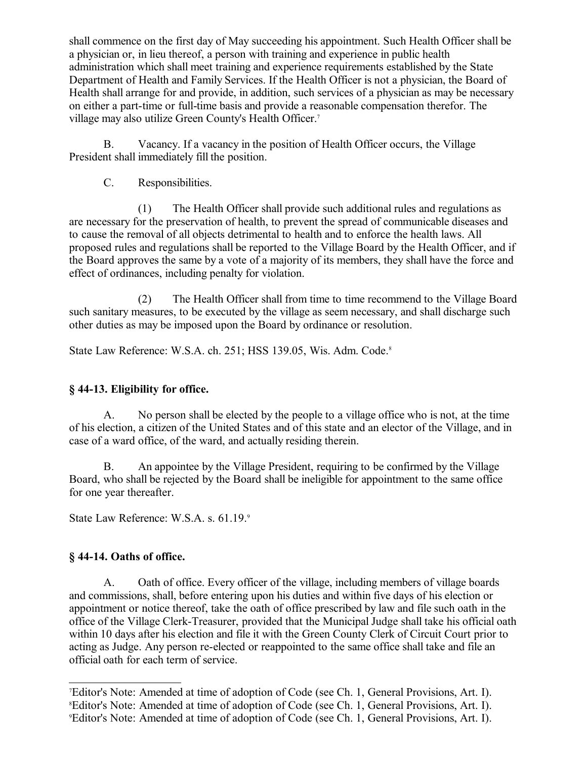shall commence on the first day of May succeeding his appointment. Such Health Officer shall be a physician or, in lieu thereof, a person with training and experience in public health administration which shall meet training and experience requirements established by the State Department of Health and Family Services. If the Health Officer is not a physician, the Board of Health shall arrange for and provide, in addition, such services of a physician as may be necessary on either a part-time or full-time basis and provide a reasonable compensation therefor. The village may also utilize Green County's Health Officer.[7]

B. Vacancy. If a vacancy in the position of Health Officer occurs, the Village President shall immediately fill the position.

C. Responsibilities.

(1) The Health Officer shall provide such additional rules and regulations as are necessary for the preservation of health, to prevent the spread of communicable diseases and to cause the removal of all objects detrimental to health and to enforce the health laws. All proposed rules and regulations shall be reported to the Village Board by the Health Officer, and if the Board approves the same by a vote of a majority of its members, they shall have the force and effect of ordinances, including penalty for violation.

(2) The Health Officer shall from time to time recommend to the Village Board such sanitary measures, to be executed by the village as seem necessary, and shall discharge such other duties as may be imposed upon the Board by ordinance or resolution.

State Law Reference: W.S.A. ch. 251; HSS 139.05, Wis. Adm. Code.[8]

### § 44-13. Eligibility for office.

A. No person shall be elected by the people to a village office who is not, at the time of his election, a citizen of the United States and of this state and an elector of the Village, and in case of a ward office, of the ward, and actually residing therein.

B. An appointee by the Village President, requiring to be confirmed by the Village Board, who shall be rejected by the Board shall be ineligible for appointment to the same office for one year thereafter.

State Law Reference: W.S.A. s. 61.19.[9]

### § 44-14. Oaths of office.

A. Oath of office. Every officer of the village, including members of village boards and commissions, shall, before entering upon his duties and within five days of his election or appointment or notice thereof, take the oath of office prescribed by law and file such oath in the office of the Village Clerk-Treasurer, provided that the Municipal Judge shall take his official oath within 10 days after his election and file it with the Green County Clerk of Circuit Court prior to acting as Judge. Any person re-elected or reappointed to the same office shall take and file an official oath for each term of service.

---

[7] Editor's Note: Amended at time of adoption of Code (see Ch. 1, General Provisions, Art. I).
[8] Editor's Note: Amended at time of adoption of Code (see Ch. 1, General Provisions, Art. I).
[9] Editor's Note: Amended at time of adoption of Code (see Ch. 1, General Provisions, Art. I).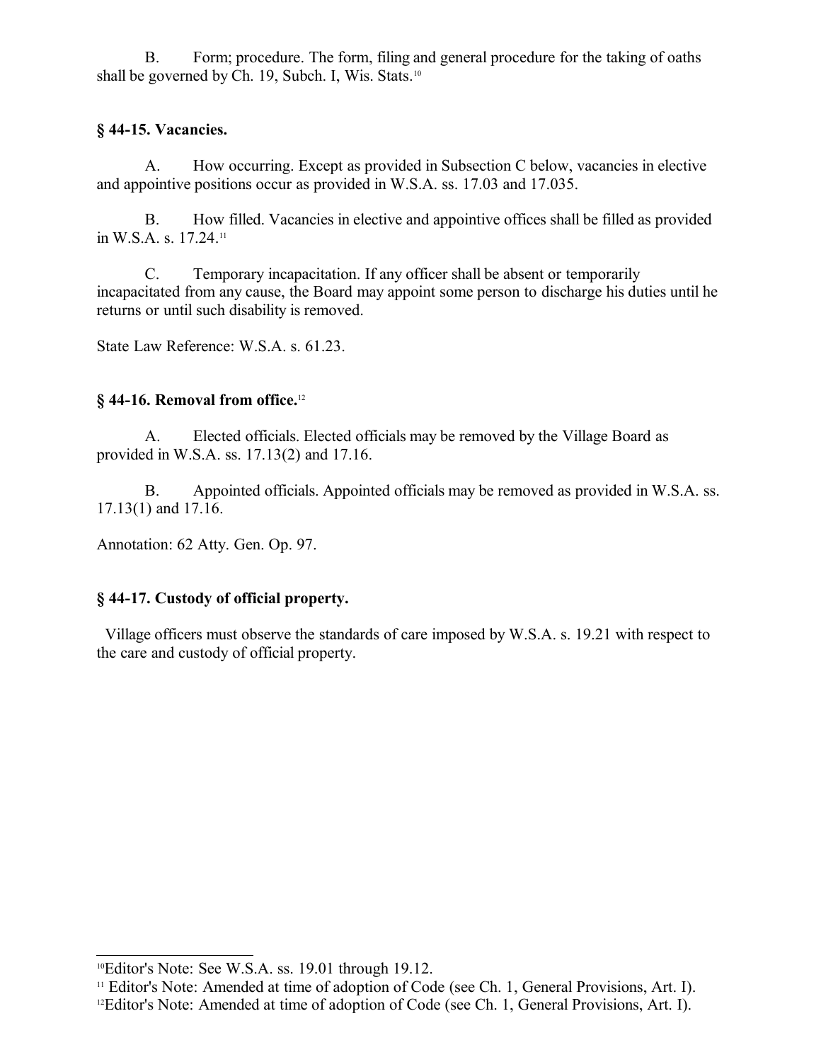B. Form; procedure. The form, filing and general procedure for the taking of oaths shall be governed by Ch. 19, Subch. I, Wis. Stats.[10]

## § 44-15. Vacancies.

A. How occurring. Except as provided in Subsection C below, vacancies in elective and appointive positions occur as provided in W.S.A. ss. 17.03 and 17.035.

B. How filled. Vacancies in elective and appointive offices shall be filled as provided in W.S.A. s. 17.24.[11]

C. Temporary incapacitation. If any officer shall be absent or temporarily incapacitated from any cause, the Board may appoint some person to discharge his duties until he returns or until such disability is removed.

State Law Reference: W.S.A. s. 61.23.

## § 44-16. Removal from office.[12]

A. Elected officials. Elected officials may be removed by the Village Board as provided in W.S.A. ss. 17.13(2) and 17.16.

B. Appointed officials. Appointed officials may be removed as provided in W.S.A. ss. 17.13(1) and 17.16.

Annotation: 62 Atty. Gen. Op. 97.

## § 44-17. Custody of official property.

Village officers must observe the standards of care imposed by W.S.A. s. 19.21 with respect to the care and custody of official property.

---

[10] Editor's Note: See W.S.A. ss. 19.01 through 19.12.

[11] Editor's Note: Amended at time of adoption of Code (see Ch. 1, General Provisions, Art. I).

[12] Editor's Note: Amended at time of adoption of Code (see Ch. 1, General Provisions, Art. I).